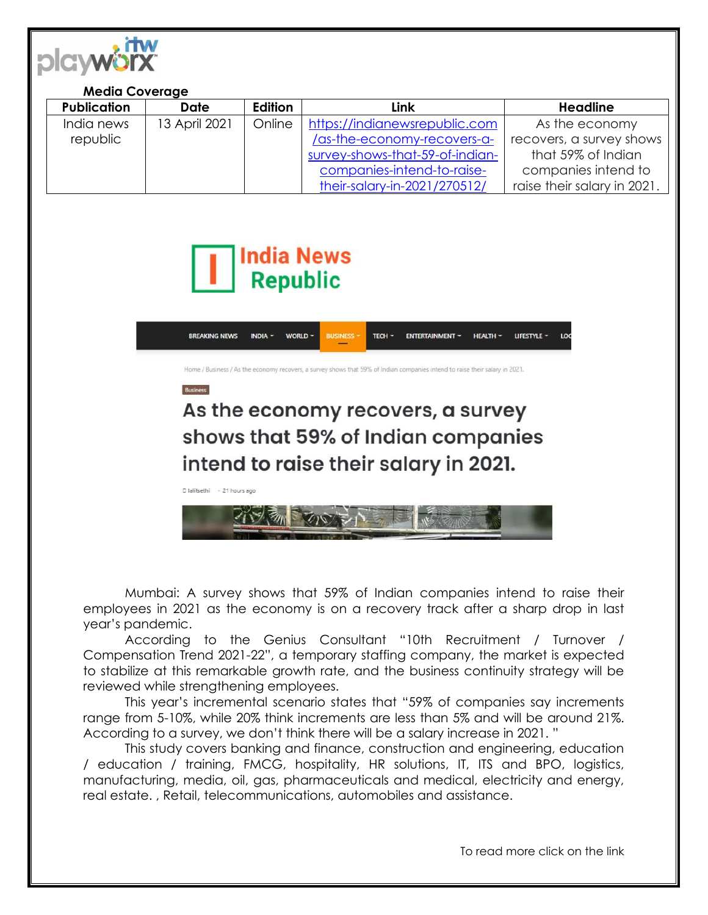**Media Coverage**

| Publication | Date | Edition | Link | Headline |
|---|---|---|---|---|
| India news republic | 13 April 2021 | Online | https://indianewsrepublic.com/as-the-economy-recovers-a-survey-shows-that-59-of-indian-companies-intend-to-raise-their-salary-in-2021/270512/ | As the economy recovers, a survey shows that 59% of Indian companies intend to raise their salary in 2021. |

India News Republic

BREAKING NEWS INDIA WORLD BUSINESS TECH ENTERTAINMENT HEALTH LIFESTYLE

Home / Business / As the economy recovers, a survey shows that 59% of Indian companies intend to raise their salary in 2021.

Business

# As the economy recovers, a survey shows that 59% of Indian companies intend to raise their salary in 2021.

lalitsethi · 21 hours ago

Mumbai: A survey shows that 59% of Indian companies intend to raise their employees in 2021 as the economy is on a recovery track after a sharp drop in last year's pandemic.

According to the Genius Consultant "10th Recruitment / Turnover / Compensation Trend 2021-22", a temporary staffing company, the market is expected to stabilize at this remarkable growth rate, and the business continuity strategy will be reviewed while strengthening employees.

This year's incremental scenario states that "59% of companies say increments range from 5-10%, while 20% think increments are less than 5% and will be around 21%. According to a survey, we don't think there will be a salary increase in 2021. "

This study covers banking and finance, construction and engineering, education / education / training, FMCG, hospitality, HR solutions, IT, ITS and BPO, logistics, manufacturing, media, oil, gas, pharmaceuticals and medical, electricity and energy, real estate. , Retail, telecommunications, automobiles and assistance.

To read more click on the link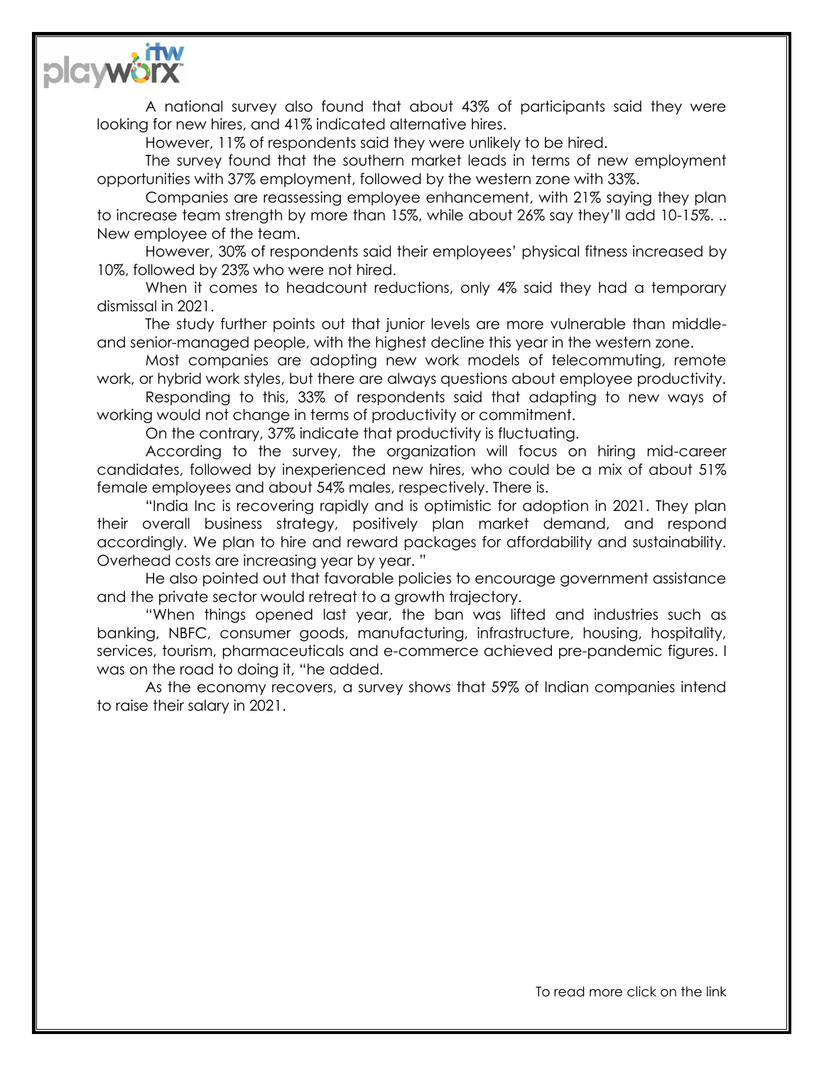A national survey also found that about 43% of participants said they were looking for new hires, and 41% indicated alternative hires.

However, 11% of respondents said they were unlikely to be hired.

The survey found that the southern market leads in terms of new employment opportunities with 37% employment, followed by the western zone with 33%.

Companies are reassessing employee enhancement, with 21% saying they plan to increase team strength by more than 15%, while about 26% say they'll add 10-15%. .. New employee of the team.

However, 30% of respondents said their employees' physical fitness increased by 10%, followed by 23% who were not hired.

When it comes to headcount reductions, only 4% said they had a temporary dismissal in 2021.

The study further points out that junior levels are more vulnerable than middle- and senior-managed people, with the highest decline this year in the western zone.

Most companies are adopting new work models of telecommuting, remote work, or hybrid work styles, but there are always questions about employee productivity.

Responding to this, 33% of respondents said that adapting to new ways of working would not change in terms of productivity or commitment.

On the contrary, 37% indicate that productivity is fluctuating.

According to the survey, the organization will focus on hiring mid-career candidates, followed by inexperienced new hires, who could be a mix of about 51% female employees and about 54% males, respectively. There is.

"India Inc is recovering rapidly and is optimistic for adoption in 2021. They plan their overall business strategy, positively plan market demand, and respond accordingly. We plan to hire and reward packages for affordability and sustainability. Overhead costs are increasing year by year. "

He also pointed out that favorable policies to encourage government assistance and the private sector would retreat to a growth trajectory.

"When things opened last year, the ban was lifted and industries such as banking, NBFC, consumer goods, manufacturing, infrastructure, housing, hospitality, services, tourism, pharmaceuticals and e-commerce achieved pre-pandemic figures. I was on the road to doing it, "he added.

As the economy recovers, a survey shows that 59% of Indian companies intend to raise their salary in 2021.

To read more click on the link